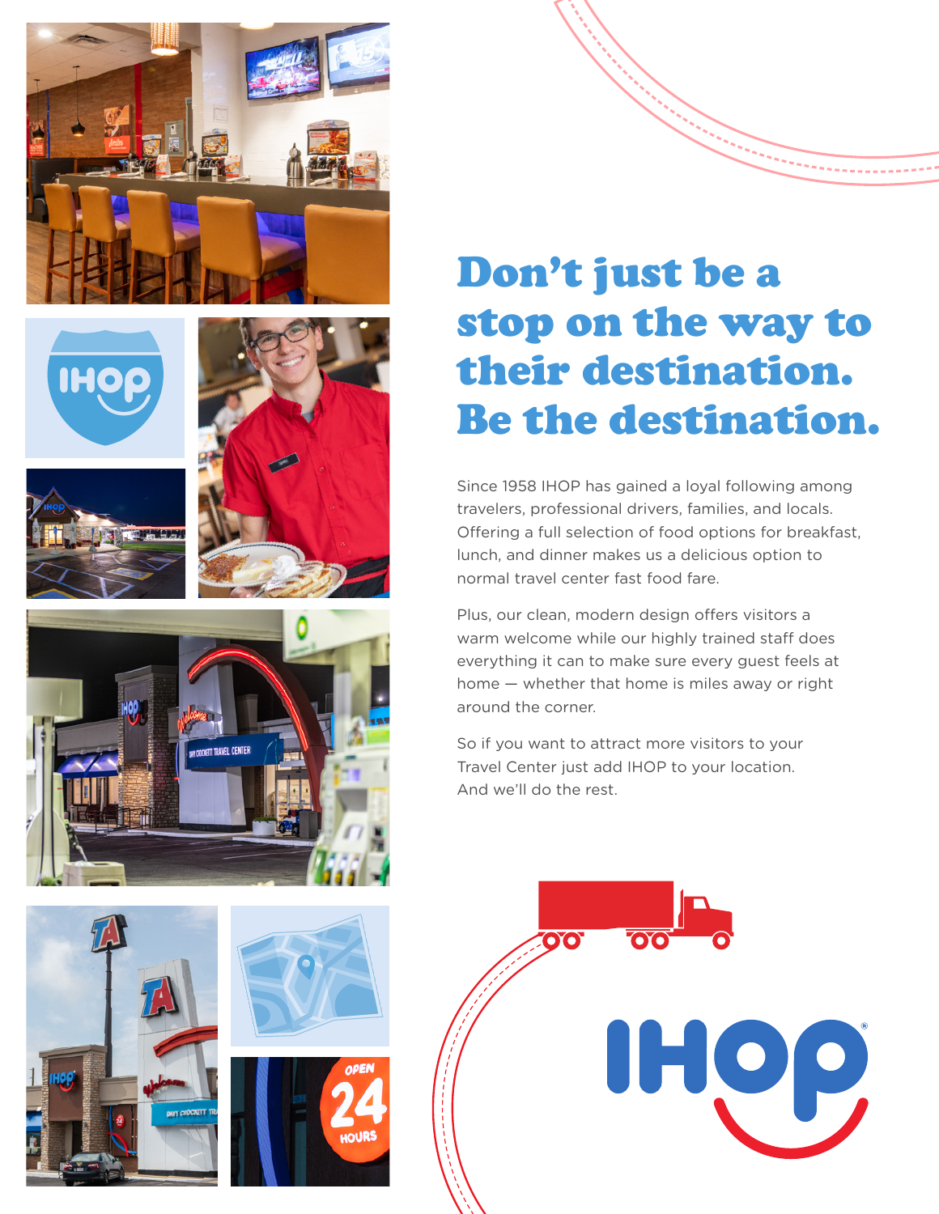# Don't just be a stop on the way to their destination. Be the destination.

Since 1958 IHOP has gained a loyal following among travelers, professional drivers, families, and locals. Offering a full selection of food options for breakfast, lunch, and dinner makes us a delicious option to normal travel center fast food fare.

Plus, our clean, modern design offers visitors a warm welcome while our highly trained staff does everything it can to make sure every guest feels at home — whether that home is miles away or right around the corner.

So if you want to attract more visitors to your Travel Center just add IHOP to your location. And we'll do the rest.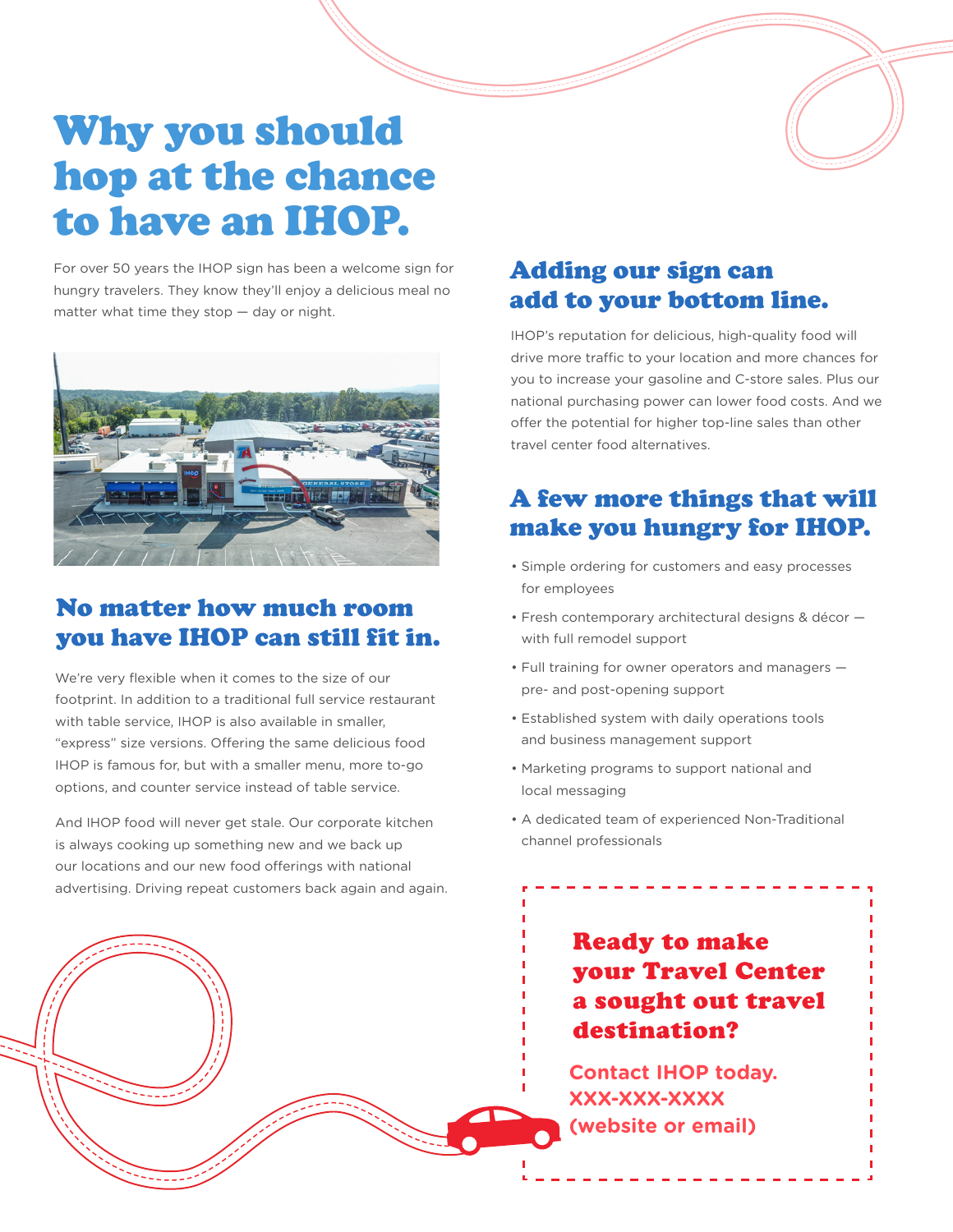# Why you should hop at the chance to have an IHOP.

For over 50 years the IHOP sign has been a welcome sign for hungry travelers. They know they'll enjoy a delicious meal no matter what time they stop — day or night.

## No matter how much room you have IHOP can still fit in.

We're very flexible when it comes to the size of our footprint. In addition to a traditional full service restaurant with table service, IHOP is also available in smaller, "express" size versions. Offering the same delicious food IHOP is famous for, but with a smaller menu, more to-go options, and counter service instead of table service.

And IHOP food will never get stale. Our corporate kitchen is always cooking up something new and we back up our locations and our new food offerings with national advertising. Driving repeat customers back again and again.

## Adding our sign can add to your bottom line.

IHOP's reputation for delicious, high-quality food will drive more traffic to your location and more chances for you to increase your gasoline and C-store sales. Plus our national purchasing power can lower food costs. And we offer the potential for higher top-line sales than other travel center food alternatives.

## A few more things that will make you hungry for IHOP.

- Simple ordering for customers and easy processes for employees
- Fresh contemporary architectural designs & décor — with full remodel support
- Full training for owner operators and managers — pre- and post-opening support
- Established system with daily operations tools and business management support
- Marketing programs to support national and local messaging
- A dedicated team of experienced Non-Traditional channel professionals

## Ready to make your Travel Center a sought out travel destination?

**Contact IHOP today.**
**XXX-XXX-XXXX**
**(website or email)**